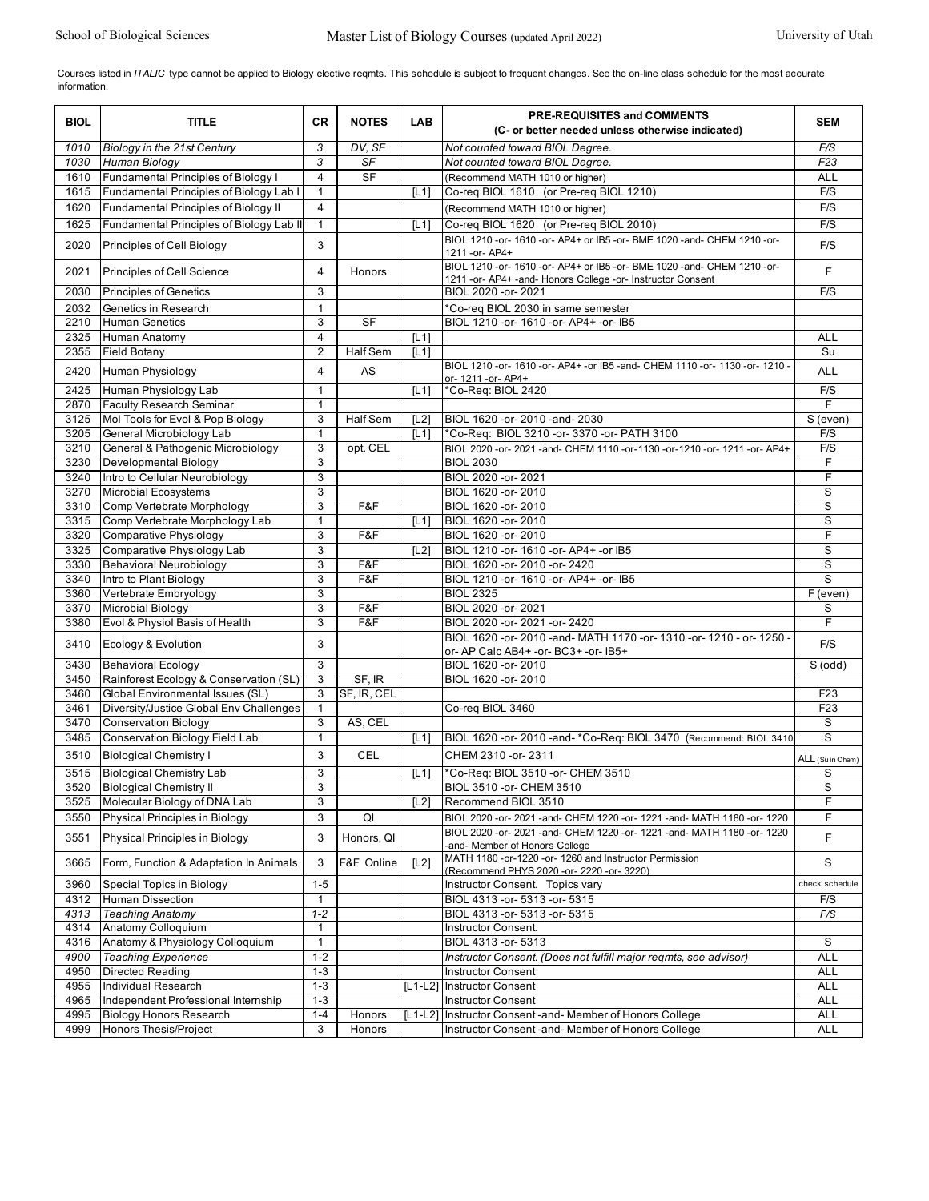School of Biological Sciences — Master List of Biology Courses (updated April 2022) — University of Utah

Courses listed in *ITALIC* type cannot be applied to Biology elective reqmts. This schedule is subject to frequent changes. See the on-line class schedule for the most accurate information.

| BIOL | TITLE | CR | NOTES | LAB | PRE-REQUISITES and COMMENTS (C- or better needed unless otherwise indicated) | SEM |
|---|---|---|---|---|---|---|
| *1010* | *Biology in the 21st Century* | *3* | *DV, SF* | | *Not counted toward BIOL Degree.* | *F/S* |
| *1030* | *Human Biology* | *3* | *SF* | | *Not counted toward BIOL Degree.* | *F23* |
| 1610 | Fundamental Principles of Biology I | 4 | SF | | (Recommend MATH 1010 or higher) | ALL |
| 1615 | Fundamental Principles of Biology Lab I | 1 | | [L1] | Co-req BIOL 1610 (or Pre-req BIOL 1210) | F/S |
| 1620 | Fundamental Principles of Biology II | 4 | | | (Recommend MATH 1010 or higher) | F/S |
| 1625 | Fundamental Principles of Biology Lab II | 1 | | [L1] | Co-req BIOL 1620 (or Pre-req BIOL 2010) | F/S |
| 2020 | Principles of Cell Biology | 3 | | | BIOL 1210 -or- 1610 -or- AP4+ or IB5 -or- BME 1020 -and- CHEM 1210 -or- 1211 -or- AP4+ | F/S |
| 2021 | Principles of Cell Science | 4 | Honors | | BIOL 1210 -or- 1610 -or- AP4+ or IB5 -or- BME 1020 -and- CHEM 1210 -or- 1211 -or- AP4+ -and- Honors College -or- Instructor Consent | F |
| 2030 | Principles of Genetics | 3 | | | BIOL 2020 -or- 2021 | F/S |
| 2032 | Genetics in Research | 1 | | | *Co-req BIOL 2030 in same semester | |
| 2210 | Human Genetics | 3 | SF | | BIOL 1210 -or- 1610 -or- AP4+ -or- IB5 | |
| 2325 | Human Anatomy | 4 | | [L1] | | ALL |
| 2355 | Field Botany | 2 | Half Sem | [L1] | | Su |
| 2420 | Human Physiology | 4 | AS | | BIOL 1210 -or- 1610 -or- AP4+ -or IB5 -and- CHEM 1110 -or- 1130 -or- 1210 -or- 1211 -or- AP4+ | ALL |
| 2425 | Human Physiology Lab | 1 | | [L1] | *Co-Req: BIOL 2420 | F/S |
| 2870 | Faculty Research Seminar | 1 | | | | F |
| 3125 | Mol Tools for Evol & Pop Biology | 3 | Half Sem | [L2] | BIOL 1620 -or- 2010 -and- 2030 | S (even) |
| 3205 | General Microbiology Lab | 1 | | [L1] | *Co-Req: BIOL 3210 -or- 3370 -or- PATH 3100 | F/S |
| 3210 | General & Pathogenic Microbiology | 3 | opt. CEL | | BIOL 2020 -or- 2021 -and- CHEM 1110 -or-1130 -or-1210 -or- 1211 -or- AP4+ | F/S |
| 3230 | Developmental Biology | 3 | | | BIOL 2030 | F |
| 3240 | Intro to Cellular Neurobiology | 3 | | | BIOL 2020 -or- 2021 | F |
| 3270 | Microbial Ecosystems | 3 | | | BIOL 1620 -or- 2010 | S |
| 3310 | Comp Vertebrate Morphology | 3 | F&F | | BIOL 1620 -or- 2010 | S |
| 3315 | Comp Vertebrate Morphology Lab | 1 | | [L1] | BIOL 1620 -or- 2010 | S |
| 3320 | Comparative Physiology | 3 | F&F | | BIOL 1620 -or- 2010 | F |
| 3325 | Comparative Physiology Lab | 3 | | [L2] | BIOL 1210 -or- 1610 -or- AP4+ -or IB5 | S |
| 3330 | Behavioral Neurobiology | 3 | F&F | | BIOL 1620 -or- 2010 -or- 2420 | S |
| 3340 | Intro to Plant Biology | 3 | F&F | | BIOL 1210 -or- 1610 -or- AP4+ -or- IB5 | S |
| 3360 | Vertebrate Embryology | 3 | | | BIOL 2325 | F (even) |
| 3370 | Microbial Biology | 3 | F&F | | BIOL 2020 -or- 2021 | S |
| 3380 | Evol & Physiol Basis of Health | 3 | F&F | | BIOL 2020 -or- 2021 -or- 2420 | F |
| 3410 | Ecology & Evolution | 3 | | | BIOL 1620 -or- 2010 -and- MATH 1170 -or- 1310 -or- 1210 - or- 1250 -or- AP Calc AB4+ -or- BC3+ -or- IB5+ | F/S |
| 3430 | Behavioral Ecology | 3 | | | BIOL 1620 -or- 2010 | S (odd) |
| 3450 | Rainforest Ecology & Conservation (SL) | 3 | SF, IR | | BIOL 1620 -or- 2010 | |
| 3460 | Global Environmental Issues (SL) | 3 | SF, IR, CEL | | | F23 |
| 3461 | Diversity/Justice Global Env Challenges | 1 | | | Co-req BIOL 3460 | F23 |
| 3470 | Conservation Biology | 3 | AS, CEL | | | S |
| 3485 | Conservation Biology Field Lab | 1 | | [L1] | BIOL 1620 -or- 2010 -and- *Co-Req: BIOL 3470 (Recommend: BIOL 3410 | S |
| 3510 | Biological Chemistry I | 3 | CEL | | CHEM 2310 -or- 2311 | ALL (Su in Chem) |
| 3515 | Biological Chemistry Lab | 3 | | [L1] | *Co-Req: BIOL 3510 -or- CHEM 3510 | S |
| 3520 | Biological Chemistry II | 3 | | | BIOL 3510 -or- CHEM 3510 | S |
| 3525 | Molecular Biology of DNA Lab | 3 | | [L2] | Recommend BIOL 3510 | F |
| 3550 | Physical Principles in Biology | 3 | QI | | BIOL 2020 -or- 2021 -and- CHEM 1220 -or- 1221 -and- MATH 1180 -or- 1220 | F |
| 3551 | Physical Principles in Biology | 3 | Honors, QI | | BIOL 2020 -or- 2021 -and- CHEM 1220 -or- 1221 -and- MATH 1180 -or- 1220 -and- Member of Honors College | F |
| 3665 | Form, Function & Adaptation In Animals | 3 | F&F Online | [L2] | MATH 1180 -or-1220 -or- 1260 and Instructor Permission (Recommend PHYS 2020 -or- 2220 -or- 3220) | S |
| 3960 | Special Topics in Biology | 1-5 | | | Instructor Consent. Topics vary | check schedule |
| 4312 | Human Dissection | 1 | | | BIOL 4313 -or- 5313 -or- 5315 | F/S |
| *4313* | *Teaching Anatomy* | *1-2* | | | BIOL 4313 -or- 5313 -or- 5315 | *F/S* |
| 4314 | Anatomy Colloquium | 1 | | | Instructor Consent. | |
| 4316 | Anatomy & Physiology Colloquium | 1 | | | BIOL 4313 -or- 5313 | S |
| *4900* | *Teaching Experience* | 1-2 | | | *Instructor Consent. (Does not fulfill major reqmts, see advisor)* | ALL |
| 4950 | Directed Reading | 1-3 | | | Instructor Consent | ALL |
| 4955 | Individual Research | 1-3 | | [L1-L2] | Instructor Consent | ALL |
| 4965 | Independent Professional Internship | 1-3 | | | Instructor Consent | ALL |
| 4995 | Biology Honors Research | 1-4 | Honors | [L1-L2] | Instructor Consent -and- Member of Honors College | ALL |
| 4999 | Honors Thesis/Project | 3 | Honors | | Instructor Consent -and- Member of Honors College | ALL |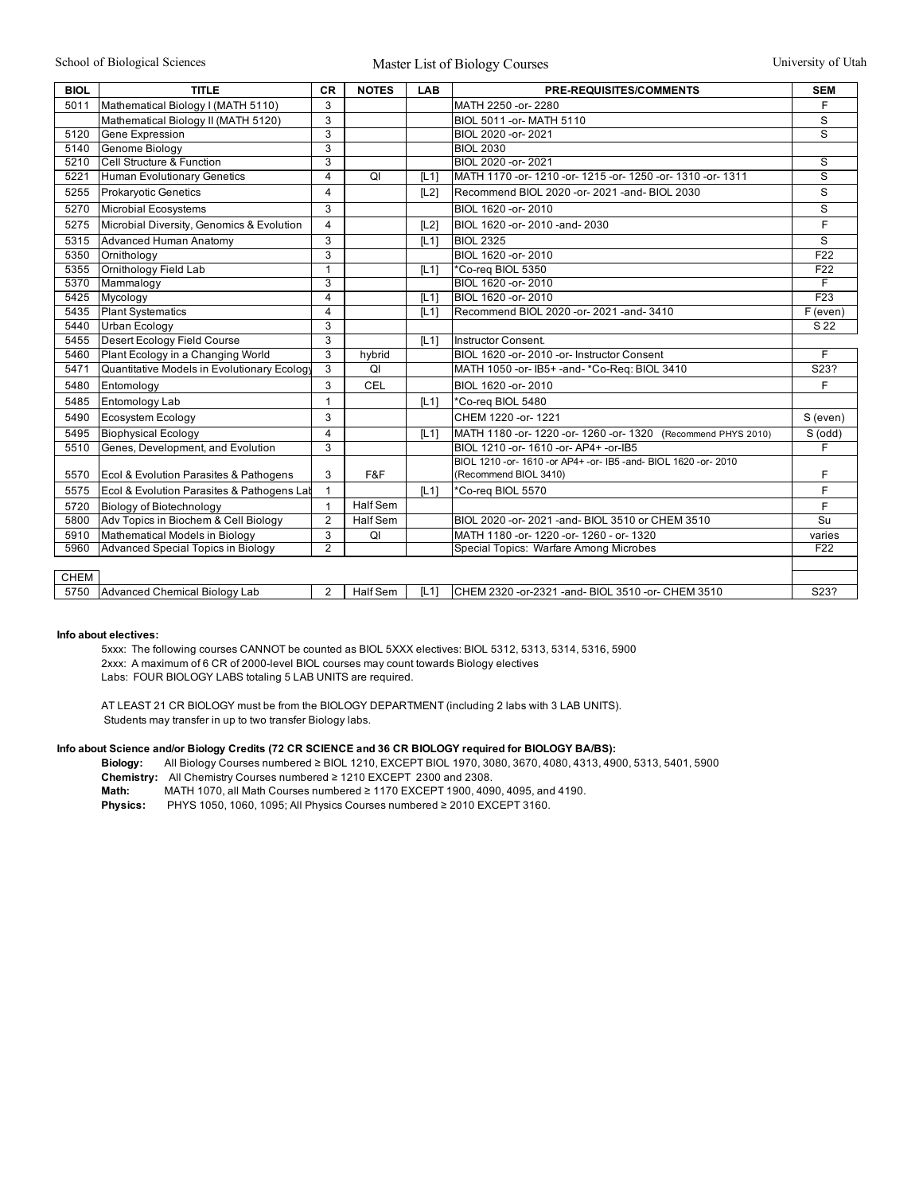| BIOL | TITLE | CR | NOTES | LAB | PRE-REQUISITES/COMMENTS | SEM |
|---|---|---|---|---|---|---|
| 5011 | Mathematical Biology I (MATH 5110) | 3 | | | MATH 2250 -or- 2280 | F |
| | Mathematical Biology II (MATH 5120) | 3 | | | BIOL 5011 -or- MATH 5110 | S |
| 5120 | Gene Expression | 3 | | | BIOL 2020 -or- 2021 | S |
| 5140 | Genome Biology | 3 | | | BIOL 2030 | |
| 5210 | Cell Structure & Function | 3 | | | BIOL 2020 -or- 2021 | S |
| 5221 | Human Evolutionary Genetics | 4 | QI | [L1] | MATH 1170 -or- 1210 -or- 1215 -or- 1250 -or- 1310 -or- 1311 | S |
| 5255 | Prokaryotic Genetics | 4 | | [L2] | Recommend BIOL 2020 -or- 2021 -and- BIOL 2030 | S |
| 5270 | Microbial Ecosystems | 3 | | | BIOL 1620 -or- 2010 | S |
| 5275 | Microbial Diversity, Genomics & Evolution | 4 | | [L2] | BIOL 1620 -or- 2010 -and- 2030 | F |
| 5315 | Advanced Human Anatomy | 3 | | [L1] | BIOL 2325 | S |
| 5350 | Ornithology | 3 | | | BIOL 1620 -or- 2010 | F22 |
| 5355 | Ornithology Field Lab | 1 | | [L1] | *Co-req BIOL 5350 | F22 |
| 5370 | Mammalogy | 3 | | | BIOL 1620 -or- 2010 | F |
| 5425 | Mycology | 4 | | [L1] | BIOL 1620 -or- 2010 | F23 |
| 5435 | Plant Systematics | 4 | | [L1] | Recommend BIOL 2020 -or- 2021 -and- 3410 | F (even) |
| 5440 | Urban Ecology | 3 | | | | S 22 |
| 5455 | Desert Ecology Field Course | 3 | | [L1] | Instructor Consent. | |
| 5460 | Plant Ecology in a Changing World | 3 | hybrid | | BIOL 1620 -or- 2010 -or- Instructor Consent | F |
| 5471 | Quantitative Models in Evolutionary Ecology | 3 | QI | | MATH 1050 -or- IB5+ -and- *Co-Req: BIOL 3410 | S23? |
| 5480 | Entomology | 3 | CEL | | BIOL 1620 -or- 2010 | F |
| 5485 | Entomology Lab | 1 | | [L1] | *Co-req BIOL 5480 | |
| 5490 | Ecosystem Ecology | 3 | | | CHEM 1220 -or- 1221 | S (even) |
| 5495 | Biophysical Ecology | 4 | | [L1] | MATH 1180 -or- 1220 -or- 1260 -or- 1320 (Recommend PHYS 2010) | S (odd) |
| 5510 | Genes, Development, and Evolution | 3 | | | BIOL 1210 -or- 1610 -or- AP4+ -or-IB5 | F |
| 5570 | Ecol & Evolution Parasites & Pathogens | 3 | F&F | | BIOL 1210 -or- 1610 -or AP4+ -or- IB5 -and- BIOL 1620 -or- 2010 (Recommend BIOL 3410) | F |
| 5575 | Ecol & Evolution Parasites & Pathogens Lab | 1 | | [L1] | *Co-req BIOL 5570 | F |
| 5720 | Biology of Biotechnology | 1 | Half Sem | | | F |
| 5800 | Adv Topics in Biochem & Cell Biology | 2 | Half Sem | | BIOL 2020 -or- 2021 -and- BIOL 3510 or CHEM 3510 | Su |
| 5910 | Mathematical Models in Biology | 3 | QI | | MATH 1180 -or- 1220 -or- 1260 -or- 1320 | varies |
| 5960 | Advanced Special Topics in Biology | 2 | | | Special Topics: Warfare Among Microbes | F22 |
| **CHEM** | | | | | | |
| 5750 | Advanced Chemical Biology Lab | 2 | Half Sem | [L1] | CHEM 2320 -or-2321 -and- BIOL 3510 -or- CHEM 3510 | S23? |

**Info about electives:**

5xxx: The following courses CANNOT be counted as BIOL 5XXX electives: BIOL 5312, 5313, 5314, 5316, 5900

2xxx: A maximum of 6 CR of 2000-level BIOL courses may count towards Biology electives

Labs: FOUR BIOLOGY LABS totaling 5 LAB UNITS are required.

AT LEAST 21 CR BIOLOGY must be from the BIOLOGY DEPARTMENT (including 2 labs with 3 LAB UNITS).
Students may transfer in up to two transfer Biology labs.

**Info about Science and/or Biology Credits (72 CR SCIENCE and 36 CR BIOLOGY required for BIOLOGY BA/BS):**

**Biology:** All Biology Courses numbered ≥ BIOL 1210, EXCEPT BIOL 1970, 3080, 3670, 4080, 4313, 4900, 5313, 5401, 5900

**Chemistry:** All Chemistry Courses numbered ≥ 1210 EXCEPT 2300 and 2308.

**Math:** MATH 1070, all Math Courses numbered ≥ 1170 EXCEPT 1900, 4090, 4095, and 4190.

**Physics:** PHYS 1050, 1060, 1095; All Physics Courses numbered ≥ 2010 EXCEPT 3160.